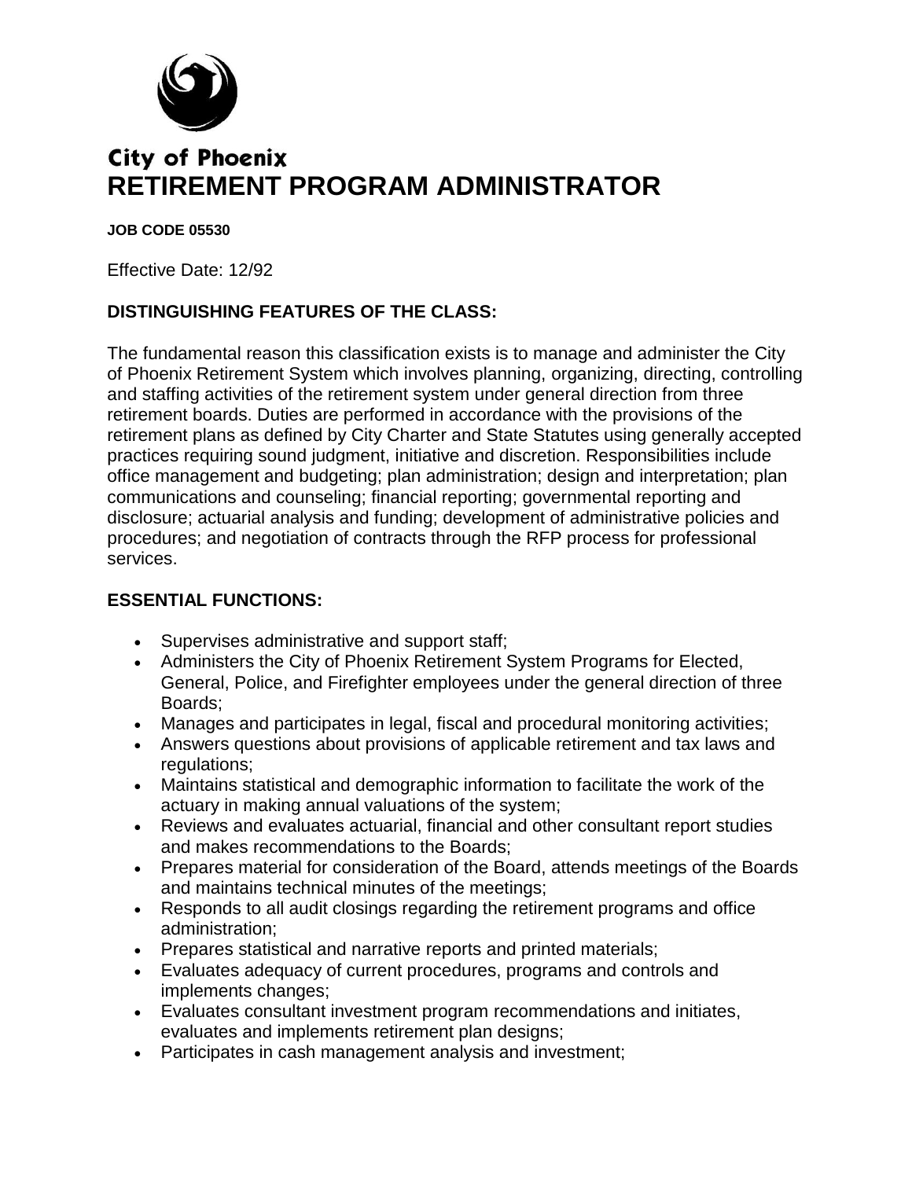City of Phoenix

# RETIREMENT PROGRAM ADMINISTRATOR

**JOB CODE 05530**

Effective Date: 12/92

## DISTINGUISHING FEATURES OF THE CLASS:

The fundamental reason this classification exists is to manage and administer the City of Phoenix Retirement System which involves planning, organizing, directing, controlling and staffing activities of the retirement system under general direction from three retirement boards. Duties are performed in accordance with the provisions of the retirement plans as defined by City Charter and State Statutes using generally accepted practices requiring sound judgment, initiative and discretion. Responsibilities include office management and budgeting; plan administration; design and interpretation; plan communications and counseling; financial reporting; governmental reporting and disclosure; actuarial analysis and funding; development of administrative policies and procedures; and negotiation of contracts through the RFP process for professional services.

## ESSENTIAL FUNCTIONS:

- Supervises administrative and support staff;
- Administers the City of Phoenix Retirement System Programs for Elected, General, Police, and Firefighter employees under the general direction of three Boards;
- Manages and participates in legal, fiscal and procedural monitoring activities;
- Answers questions about provisions of applicable retirement and tax laws and regulations;
- Maintains statistical and demographic information to facilitate the work of the actuary in making annual valuations of the system;
- Reviews and evaluates actuarial, financial and other consultant report studies and makes recommendations to the Boards;
- Prepares material for consideration of the Board, attends meetings of the Boards and maintains technical minutes of the meetings;
- Responds to all audit closings regarding the retirement programs and office administration;
- Prepares statistical and narrative reports and printed materials;
- Evaluates adequacy of current procedures, programs and controls and implements changes;
- Evaluates consultant investment program recommendations and initiates, evaluates and implements retirement plan designs;
- Participates in cash management analysis and investment;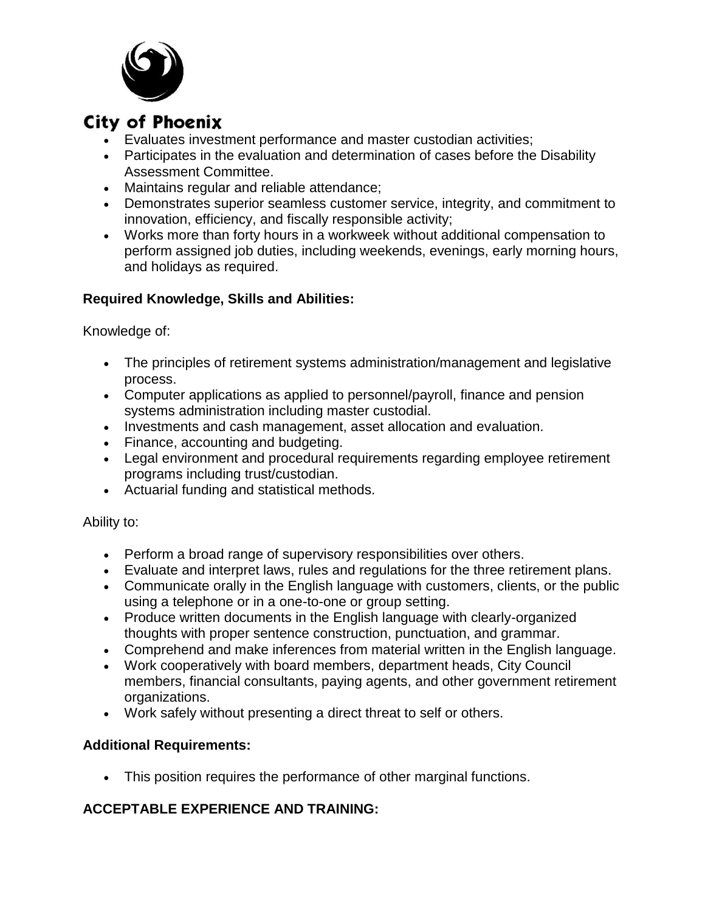- Evaluates investment performance and master custodian activities;
- Participates in the evaluation and determination of cases before the Disability Assessment Committee.
- Maintains regular and reliable attendance;
- Demonstrates superior seamless customer service, integrity, and commitment to innovation, efficiency, and fiscally responsible activity;
- Works more than forty hours in a workweek without additional compensation to perform assigned job duties, including weekends, evenings, early morning hours, and holidays as required.

**Required Knowledge, Skills and Abilities:**

Knowledge of:

- The principles of retirement systems administration/management and legislative process.
- Computer applications as applied to personnel/payroll, finance and pension systems administration including master custodial.
- Investments and cash management, asset allocation and evaluation.
- Finance, accounting and budgeting.
- Legal environment and procedural requirements regarding employee retirement programs including trust/custodian.
- Actuarial funding and statistical methods.

Ability to:

- Perform a broad range of supervisory responsibilities over others.
- Evaluate and interpret laws, rules and regulations for the three retirement plans.
- Communicate orally in the English language with customers, clients, or the public using a telephone or in a one-to-one or group setting.
- Produce written documents in the English language with clearly-organized thoughts with proper sentence construction, punctuation, and grammar.
- Comprehend and make inferences from material written in the English language.
- Work cooperatively with board members, department heads, City Council members, financial consultants, paying agents, and other government retirement organizations.
- Work safely without presenting a direct threat to self or others.

**Additional Requirements:**

- This position requires the performance of other marginal functions.

**ACCEPTABLE EXPERIENCE AND TRAINING:**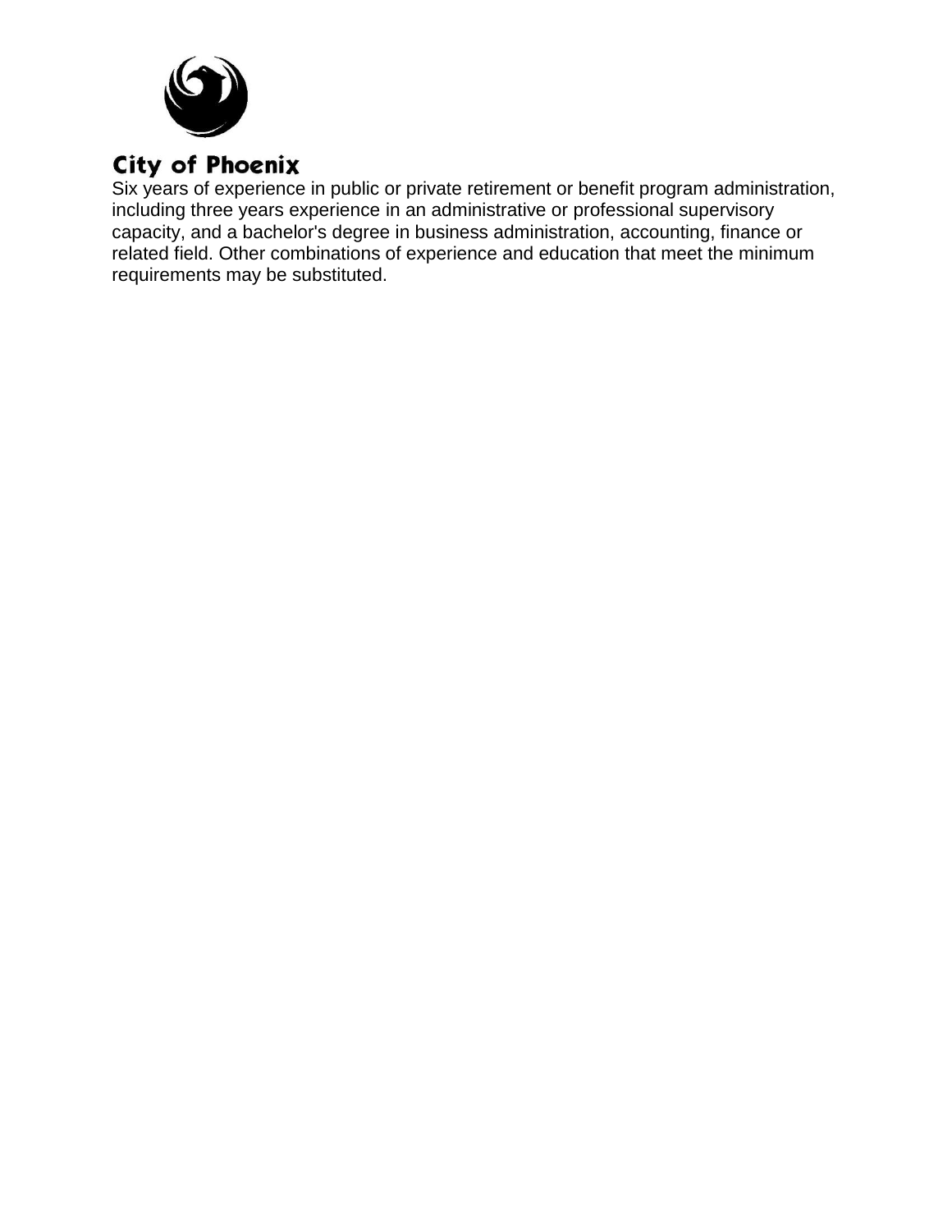Six years of experience in public or private retirement or benefit program administration, including three years experience in an administrative or professional supervisory capacity, and a bachelor's degree in business administration, accounting, finance or related field. Other combinations of experience and education that meet the minimum requirements may be substituted.